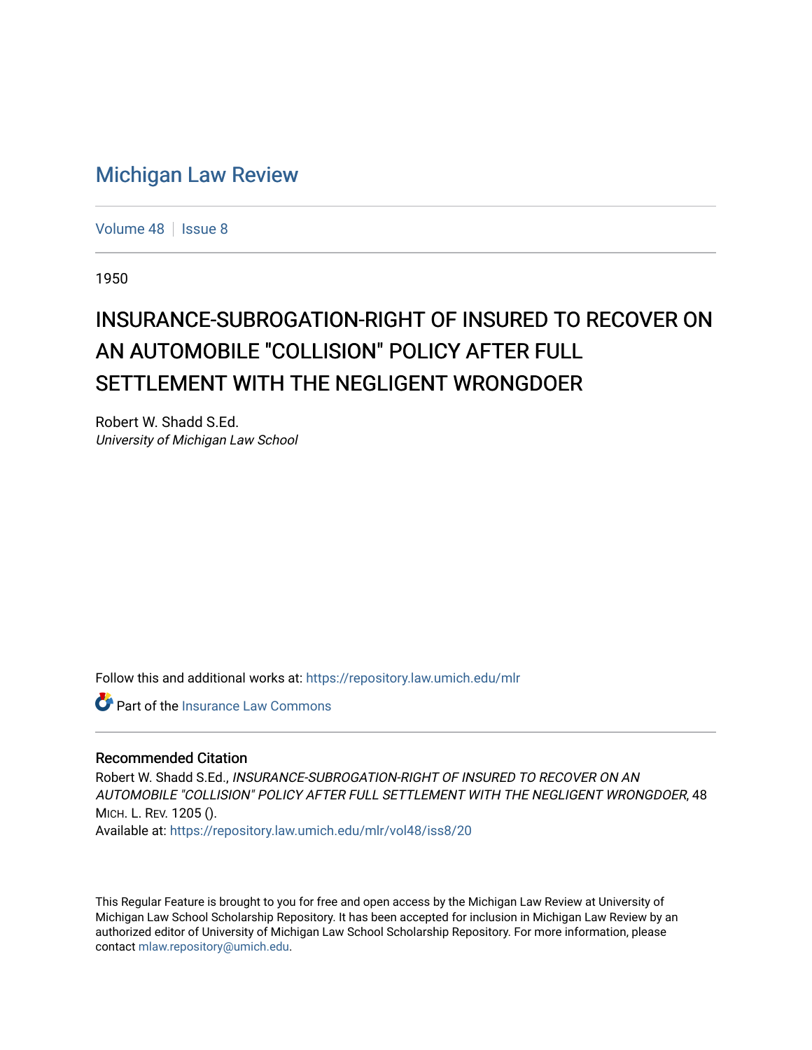# Michigan Law Review

Volume 48 | Issue 8

1950

## INSURANCE-SUBROGATION-RIGHT OF INSURED TO RECOVER ON AN AUTOMOBILE "COLLISION" POLICY AFTER FULL SETTLEMENT WITH THE NEGLIGENT WRONGDOER

Robert W. Shadd S.Ed.
*University of Michigan Law School*

Follow this and additional works at: https://repository.law.umich.edu/mlr

Part of the Insurance Law Commons

### Recommended Citation

Robert W. Shadd S.Ed., *INSURANCE-SUBROGATION-RIGHT OF INSURED TO RECOVER ON AN AUTOMOBILE "COLLISION" POLICY AFTER FULL SETTLEMENT WITH THE NEGLIGENT WRONGDOER*, 48 MICH. L. REV. 1205 ().
Available at: https://repository.law.umich.edu/mlr/vol48/iss8/20

This Regular Feature is brought to you for free and open access by the Michigan Law Review at University of Michigan Law School Scholarship Repository. It has been accepted for inclusion in Michigan Law Review by an authorized editor of University of Michigan Law School Scholarship Repository. For more information, please contact mlaw.repository@umich.edu.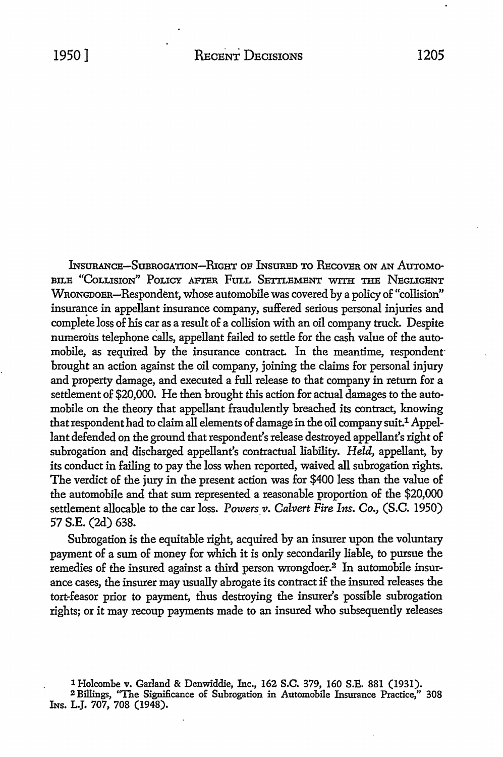INSURANCE—SUBROGATION—RIGHT OF INSURED TO RECOVER ON AN AUTOMOBILE "COLLISION" POLICY AFTER FULL SETTLEMENT WITH THE NEGLIGENT WRONGDOER—Respondent, whose automobile was covered by a policy of "collision" insurance in appellant insurance company, suffered serious personal injuries and complete loss of his car as a result of a collision with an oil company truck. Despite numerous telephone calls, appellant failed to settle for the cash value of the automobile, as required by the insurance contract. In the meantime, respondent brought an action against the oil company, joining the claims for personal injury and property damage, and executed a full release to that company in return for a settlement of $20,000. He then brought this action for actual damages to the automobile on the theory that appellant fraudulently breached its contract, knowing that respondent had to claim all elements of damage in the oil company suit.[1] Appellant defended on the ground that respondent's release destroyed appellant's right of subrogation and discharged appellant's contractual liability. *Held,* appellant, by its conduct in failing to pay the loss when reported, waived all subrogation rights. The verdict of the jury in the present action was for $400 less than the value of the automobile and that sum represented a reasonable proportion of the $20,000 settlement allocable to the car loss. *Powers v. Calvert Fire Ins. Co.,* (S.C. 1950) 57 S.E. (2d) 638.

Subrogation is the equitable right, acquired by an insurer upon the voluntary payment of a sum of money for which it is only secondarily liable, to pursue the remedies of the insured against a third person wrongdoer.[2] In automobile insurance cases, the insurer may usually abrogate its contract if the insured releases the tort-feasor prior to payment, thus destroying the insurer's possible subrogation rights; or it may recoup payments made to an insured who subsequently releases

[1] Holcombe v. Garland & Denwiddie, Inc., 162 S.C. 379, 160 S.E. 881 (1931).

[2] Billings, "The Significance of Subrogation in Automobile Insurance Practice," 308 INS. L.J. 707, 708 (1948).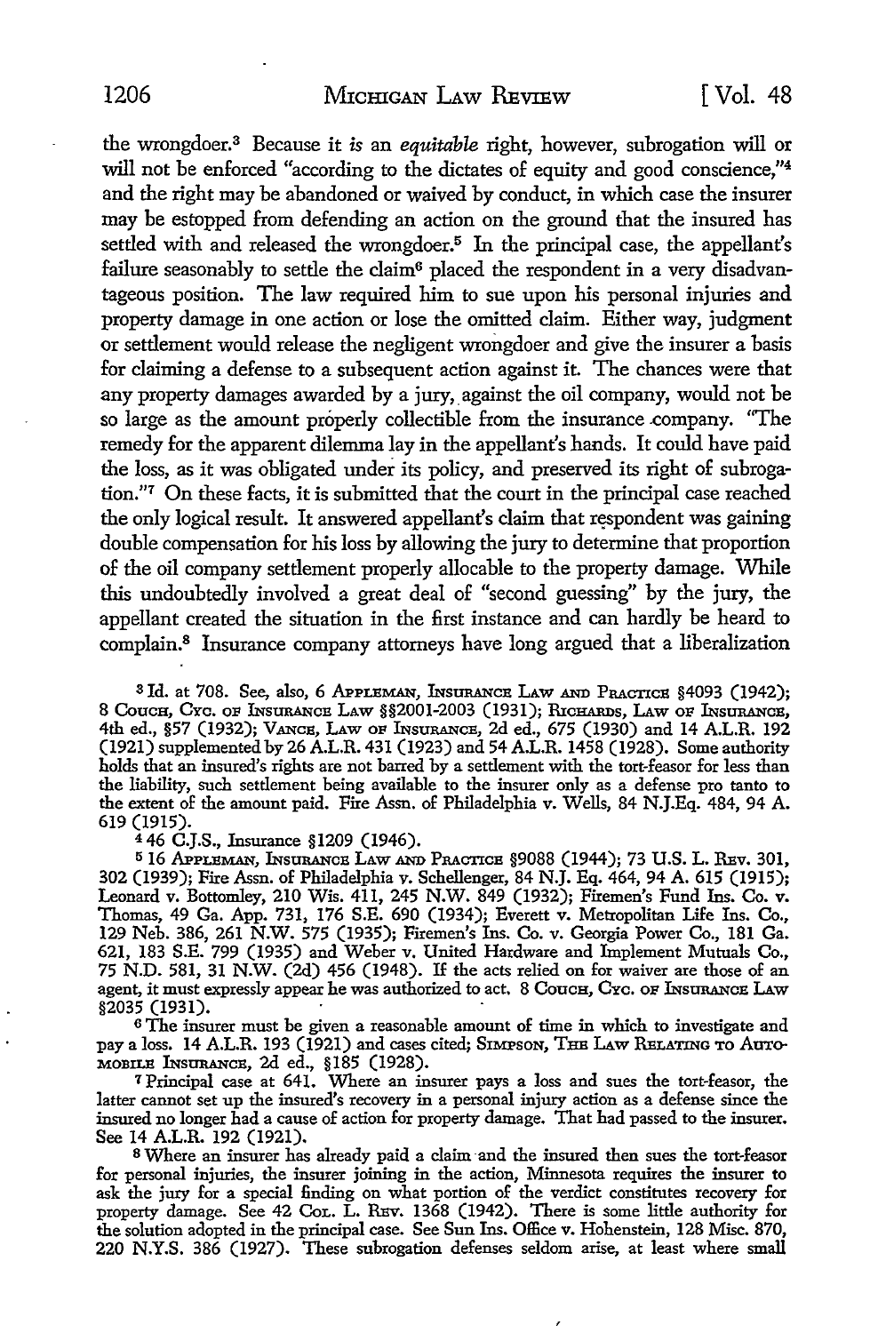the wrongdoer.[3] Because it *is* an *equitable* right, however, subrogation will or will not be enforced "according to the dictates of equity and good conscience,"[4] and the right may be abandoned or waived by conduct, in which case the insurer may be estopped from defending an action on the ground that the insured has settled with and released the wrongdoer.[5] In the principal case, the appellant's failure seasonably to settle the claim[6] placed the respondent in a very disadvantageous position. The law required him to sue upon his personal injuries and property damage in one action or lose the omitted claim. Either way, judgment or settlement would release the negligent wrongdoer and give the insurer a basis for claiming a defense to a subsequent action against it. The chances were that any property damages awarded by a jury, against the oil company, would not be so large as the amount properly collectible from the insurance company. "The remedy for the apparent dilemma lay in the appellant's hands. It could have paid the loss, as it was obligated under its policy, and preserved its right of subrogation."[7] On these facts, it is submitted that the court in the principal case reached the only logical result. It answered appellant's claim that respondent was gaining double compensation for his loss by allowing the jury to determine that proportion of the oil company settlement properly allocable to the property damage. While this undoubtedly involved a great deal of "second guessing" by the jury, the appellant created the situation in the first instance and can hardly be heard to complain.[8] Insurance company attorneys have long argued that a liberalization

[3] Id. at 708. See, also, 6 APPLEMAN, INSURANCE LAW AND PRACTICE §4093 (1942); 8 COUCH, CYC. OF INSURANCE LAW §§2001-2003 (1931); RICHARDS, LAW OF INSURANCE, 4th ed., §57 (1932); VANCE, LAW OF INSURANCE, 2d ed., 675 (1930) and 14 A.L.R. 192 (1921) supplemented by 26 A.L.R. 431 (1923) and 54 A.L.R. 1458 (1928). Some authority holds that an insured's rights are not barred by a settlement with the tort-feasor for less than the liability, such settlement being available to the insurer only as a defense pro tanto to the extent of the amount paid. Fire Assn. of Philadelphia v. Wells, 84 N.J.Eq. 484, 94 A. 619 (1915).

[4] 46 C.J.S., Insurance §1209 (1946).

[5] 16 APPLEMAN, INSURANCE LAW AND PRACTICE §9088 (1944); 73 U.S. L. REV. 301, 302 (1939); Fire Assn. of Philadelphia v. Schellenger, 84 N.J. Eq. 464, 94 A. 615 (1915); Leonard v. Bottomley, 210 Wis. 411, 245 N.W. 849 (1932); Firemen's Fund Ins. Co. v. Thomas, 49 Ga. App. 731, 176 S.E. 690 (1934); Everett v. Metropolitan Life Ins. Co., 129 Neb. 386, 261 N.W. 575 (1935); Firemen's Ins. Co. v. Georgia Power Co., 181 Ga. 621, 183 S.E. 799 (1935) and Weber v. United Hardware and Implement Mutuals Co., 75 N.D. 581, 31 N.W. (2d) 456 (1948). If the acts relied on for waiver are those of an agent, it must expressly appear he was authorized to act. 8 COUCH, CYC. OF INSURANCE LAW §2035 (1931).

[6] The insurer must be given a reasonable amount of time in which to investigate and pay a loss. 14 A.L.R. 193 (1921) and cases cited; SIMPSON, THE LAW RELATING TO AUTOMOBILE INSURANCE, 2d ed., §185 (1928).

[7] Principal case at 641. Where an insurer pays a loss and sues the tort-feasor, the latter cannot set up the insured's recovery in a personal injury action as a defense since the insured no longer had a cause of action for property damage. That had passed to the insurer. See 14 A.L.R. 192 (1921).

[8] Where an insurer has already paid a claim and the insured then sues the tort-feasor for personal injuries, the insurer joining in the action, Minnesota requires the insurer to ask the jury for a special finding on what portion of the verdict constitutes recovery for property damage. See 42 COL. L. REV. 1368 (1942). There is some little authority for the solution adopted in the principal case. See Sun Ins. Office v. Hohenstein, 128 Misc. 870, 220 N.Y.S. 386 (1927). These subrogation defenses seldom arise, at least where small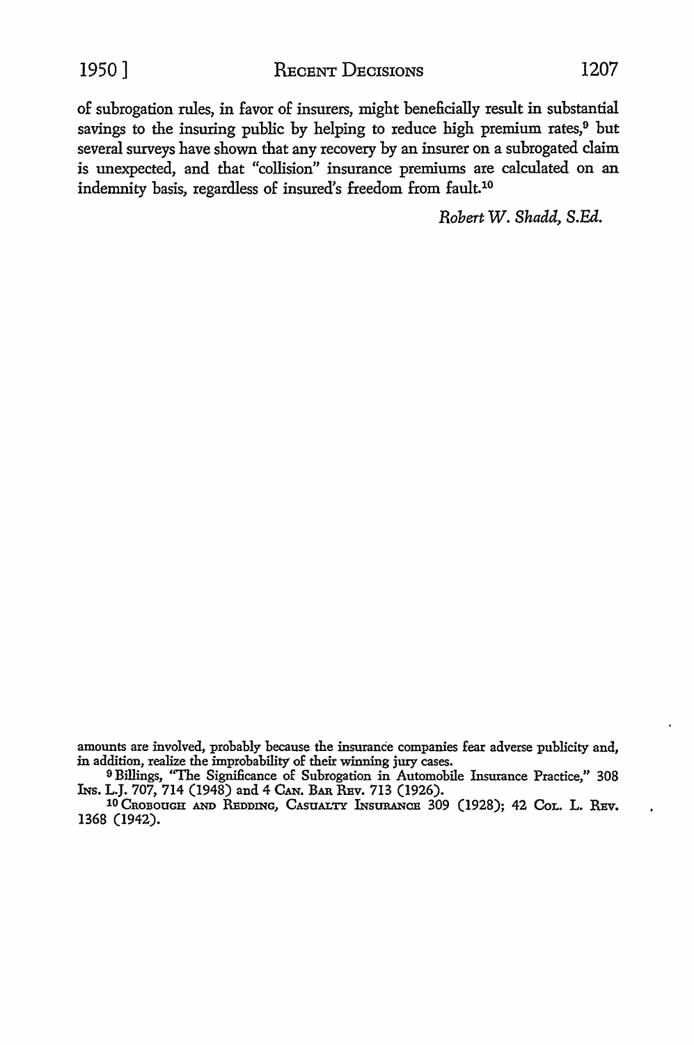of subrogation rules, in favor of insurers, might beneficially result in substantial savings to the insuring public by helping to reduce high premium rates,[9] but several surveys have shown that any recovery by an insurer on a subrogated claim is unexpected, and that "collision" insurance premiums are calculated on an indemnity basis, regardless of insured's freedom from fault.[10]

*Robert W. Shadd, S.Ed.*

amounts are involved, probably because the insurance companies fear adverse publicity and, in addition, realize the improbability of their winning jury cases.

[9] Billings, "The Significance of Subrogation in Automobile Insurance Practice," 308 INS. L.J. 707, 714 (1948) and 4 CAN. BAR REV. 713 (1926).

[10] CROBOUGH AND REDDING, CASUALTY INSURANCE 309 (1928); 42 COL. L. REV. 1368 (1942).